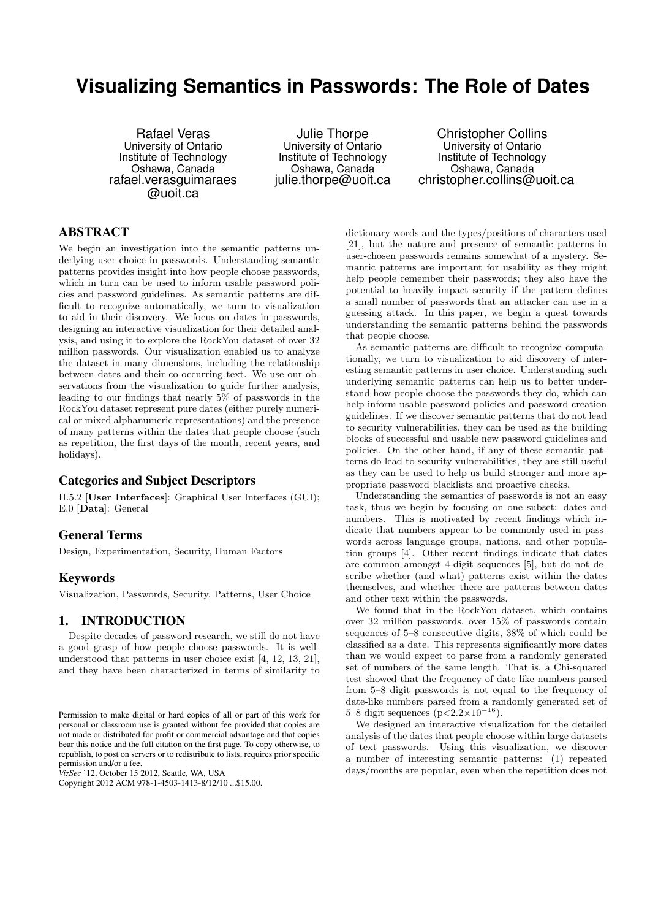# Visualizing Semantics in Passwords: The Role of Dates

Rafael Veras
University of Ontario Institute of Technology
Oshawa, Canada
rafael.verasguimaraes@uoit.ca

Julie Thorpe
University of Ontario Institute of Technology
Oshawa, Canada
julie.thorpe@uoit.ca

Christopher Collins
University of Ontario Institute of Technology
Oshawa, Canada
christopher.collins@uoit.ca

## ABSTRACT

We begin an investigation into the semantic patterns underlying user choice in passwords. Understanding semantic patterns provides insight into how people choose passwords, which in turn can be used to inform usable password policies and password guidelines. As semantic patterns are difficult to recognize automatically, we turn to visualization to aid in their discovery. We focus on dates in passwords, designing an interactive visualization for their detailed analysis, and using it to explore the RockYou dataset of over 32 million passwords. Our visualization enabled us to analyze the dataset in many dimensions, including the relationship between dates and their co-occurring text. We use our observations from the visualization to guide further analysis, leading to our findings that nearly 5% of passwords in the RockYou dataset represent pure dates (either purely numerical or mixed alphanumeric representations) and the presence of many patterns within the dates that people choose (such as repetition, the first days of the month, recent years, and holidays).

### Categories and Subject Descriptors

H.5.2 [**User Interfaces**]: Graphical User Interfaces (GUI); E.0 [**Data**]: General

### General Terms

Design, Experimentation, Security, Human Factors

### Keywords

Visualization, Passwords, Security, Patterns, User Choice

## 1. INTRODUCTION

Despite decades of password research, we still do not have a good grasp of how people choose passwords. It is well-understood that patterns in user choice exist [4, 12, 13, 21], and they have been characterized in terms of similarity to dictionary words and the types/positions of characters used [21], but the nature and presence of semantic patterns in user-chosen passwords remains somewhat of a mystery. Semantic patterns are important for usability as they might help people remember their passwords; they also have the potential to heavily impact security if the pattern defines a small number of passwords that an attacker can use in a guessing attack. In this paper, we begin a quest towards understanding the semantic patterns behind the passwords that people choose.

As semantic patterns are difficult to recognize computationally, we turn to visualization to aid discovery of interesting semantic patterns in user choice. Understanding such underlying semantic patterns can help us to better understand how people choose the passwords they do, which can help inform usable password policies and password creation guidelines. If we discover semantic patterns that do not lead to security vulnerabilities, they can be used as the building blocks of successful and usable new password guidelines and policies. On the other hand, if any of these semantic patterns do lead to security vulnerabilities, they are still useful as they can be used to help us build stronger and more appropriate password blacklists and proactive checks.

Understanding the semantics of passwords is not an easy task, thus we begin by focusing on one subset: dates and numbers. This is motivated by recent findings which indicate that numbers appear to be commonly used in passwords across language groups, nations, and other population groups [4]. Other recent findings indicate that dates are common amongst 4-digit sequences [5], but do not describe whether (and what) patterns exist within the dates themselves, and whether there are patterns between dates and other text within the passwords.

We found that in the RockYou dataset, which contains over 32 million passwords, over 15% of passwords contain sequences of 5–8 consecutive digits, 38% of which could be classified as a date. This represents significantly more dates than we would expect to parse from a randomly generated set of numbers of the same length. That is, a Chi-squared test showed that the frequency of date-like numbers parsed from 5–8 digit passwords is not equal to the frequency of date-like numbers parsed from a randomly generated set of 5–8 digit sequences ($p<2.2\times10^{-16}$).

We designed an interactive visualization for the detailed analysis of the dates that people choose within large datasets of text passwords. Using this visualization, we discover a number of interesting semantic patterns: (1) repeated days/months are popular, even when the repetition does not

Permission to make digital or hard copies of all or part of this work for personal or classroom use is granted without fee provided that copies are not made or distributed for profit or commercial advantage and that copies bear this notice and the full citation on the first page. To copy otherwise, to republish, to post on servers or to redistribute to lists, requires prior specific permission and/or a fee.
*VizSec* '12, October 15 2012, Seattle, WA, USA
Copyright 2012 ACM 978-1-4503-1413-8/12/10 ...$15.00.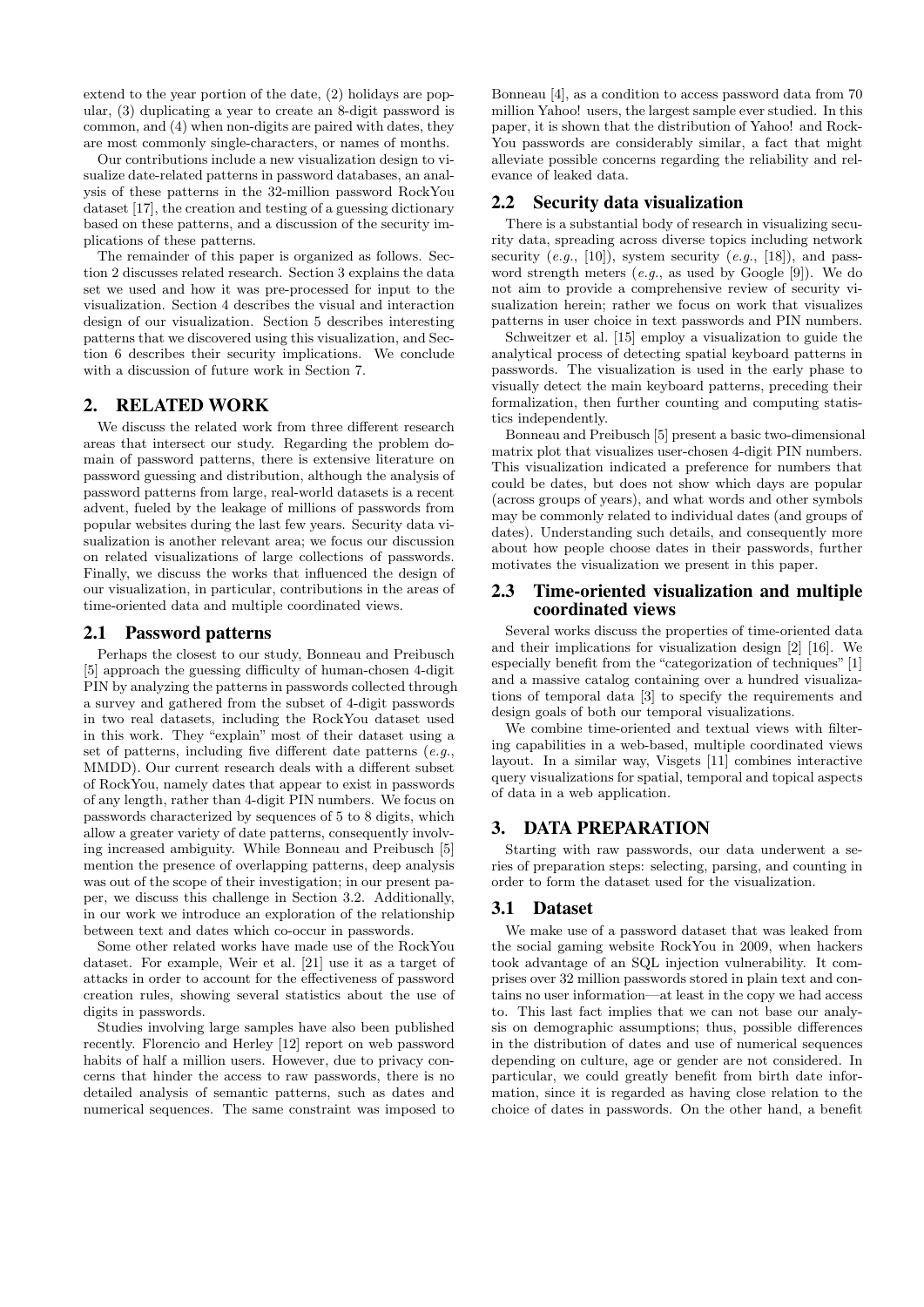extend to the year portion of the date, (2) holidays are popular, (3) duplicating a year to create an 8-digit password is common, and (4) when non-digits are paired with dates, they are most commonly single-characters, or names of months.

Our contributions include a new visualization design to visualize date-related patterns in password databases, an analysis of these patterns in the 32-million password RockYou dataset [17], the creation and testing of a guessing dictionary based on these patterns, and a discussion of the security implications of these patterns.

The remainder of this paper is organized as follows. Section 2 discusses related research. Section 3 explains the data set we used and how it was pre-processed for input to the visualization. Section 4 describes the visual and interaction design of our visualization. Section 5 describes interesting patterns that we discovered using this visualization, and Section 6 describes their security implications. We conclude with a discussion of future work in Section 7.

## 2. RELATED WORK

We discuss the related work from three different research areas that intersect our study. Regarding the problem domain of password patterns, there is extensive literature on password guessing and distribution, although the analysis of password patterns from large, real-world datasets is a recent advent, fueled by the leakage of millions of passwords from popular websites during the last few years. Security data visualization is another relevant area; we focus our discussion on related visualizations of large collections of passwords. Finally, we discuss the works that influenced the design of our visualization, in particular, contributions in the areas of time-oriented data and multiple coordinated views.

### 2.1 Password patterns

Perhaps the closest to our study, Bonneau and Preibusch [5] approach the guessing difficulty of human-chosen 4-digit PIN by analyzing the patterns in passwords collected through a survey and gathered from the subset of 4-digit passwords in two real datasets, including the RockYou dataset used in this work. They "explain" most of their dataset using a set of patterns, including five different date patterns (*e.g.*, MMDD). Our current research deals with a different subset of RockYou, namely dates that appear to exist in passwords of any length, rather than 4-digit PIN numbers. We focus on passwords characterized by sequences of 5 to 8 digits, which allow a greater variety of date patterns, consequently involving increased ambiguity. While Bonneau and Preibusch [5] mention the presence of overlapping patterns, deep analysis was out of the scope of their investigation; in our present paper, we discuss this challenge in Section 3.2. Additionally, in our work we introduce an exploration of the relationship between text and dates which co-occur in passwords.

Some other related works have made use of the RockYou dataset. For example, Weir et al. [21] use it as a target of attacks in order to account for the effectiveness of password creation rules, showing several statistics about the use of digits in passwords.

Studies involving large samples have also been published recently. Florencio and Herley [12] report on web password habits of half a million users. However, due to privacy concerns that hinder the access to raw passwords, there is no detailed analysis of semantic patterns, such as dates and numerical sequences. The same constraint was imposed to Bonneau [4], as a condition to access password data from 70 million Yahoo! users, the largest sample ever studied. In this paper, it is shown that the distribution of Yahoo! and RockYou passwords are considerably similar, a fact that might alleviate possible concerns regarding the reliability and relevance of leaked data.

### 2.2 Security data visualization

There is a substantial body of research in visualizing security data, spreading across diverse topics including network security (*e.g.*, [10]), system security (*e.g.*, [18]), and password strength meters (*e.g.*, as used by Google [9]). We do not aim to provide a comprehensive review of security visualization herein; rather we focus on work that visualizes patterns in user choice in text passwords and PIN numbers.

Schweitzer et al. [15] employ a visualization to guide the analytical process of detecting spatial keyboard patterns in passwords. The visualization is used in the early phase to visually detect the main keyboard patterns, preceding their formalization, then further counting and computing statistics independently.

Bonneau and Preibusch [5] present a basic two-dimensional matrix plot that visualizes user-chosen 4-digit PIN numbers. This visualization indicated a preference for numbers that could be dates, but does not show which days are popular (across groups of years), and what words and other symbols may be commonly related to individual dates (and groups of dates). Understanding such details, and consequently more about how people choose dates in their passwords, further motivates the visualization we present in this paper.

### 2.3 Time-oriented visualization and multiple coordinated views

Several works discuss the properties of time-oriented data and their implications for visualization design [2] [16]. We especially benefit from the "categorization of techniques" [1] and a massive catalog containing over a hundred visualizations of temporal data [3] to specify the requirements and design goals of both our temporal visualizations.

We combine time-oriented and textual views with filtering capabilities in a web-based, multiple coordinated views layout. In a similar way, Visgets [11] combines interactive query visualizations for spatial, temporal and topical aspects of data in a web application.

## 3. DATA PREPARATION

Starting with raw passwords, our data underwent a series of preparation steps: selecting, parsing, and counting in order to form the dataset used for the visualization.

### 3.1 Dataset

We make use of a password dataset that was leaked from the social gaming website RockYou in 2009, when hackers took advantage of an SQL injection vulnerability. It comprises over 32 million passwords stored in plain text and contains no user information—at least in the copy we had access to. This last fact implies that we can not base our analysis on demographic assumptions; thus, possible differences in the distribution of dates and use of numerical sequences depending on culture, age or gender are not considered. In particular, we could greatly benefit from birth date information, since it is regarded as having close relation to the choice of dates in passwords. On the other hand, a benefit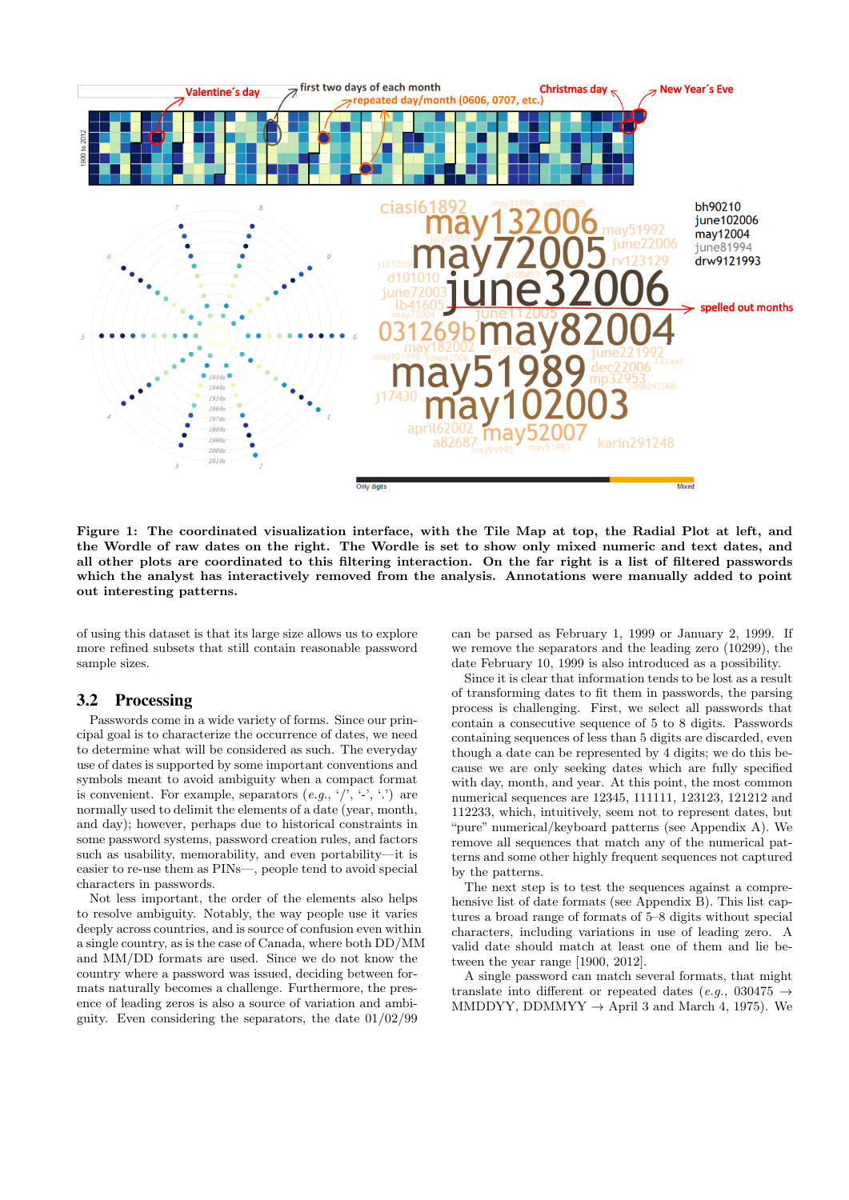**Figure 1: The coordinated visualization interface, with the Tile Map at top, the Radial Plot at left, and the Wordle of raw dates on the right. The Wordle is set to show only mixed numeric and text dates, and all other plots are coordinated to this filtering interaction. On the far right is a list of filtered passwords which the analyst has interactively removed from the analysis. Annotations were manually added to point out interesting patterns.**

of using this dataset is that its large size allows us to explore more refined subsets that still contain reasonable password sample sizes.

## 3.2 Processing

Passwords come in a wide variety of forms. Since our principal goal is to characterize the occurrence of dates, we need to determine what will be considered as such. The everyday use of dates is supported by some important conventions and symbols meant to avoid ambiguity when a compact format is convenient. For example, separators (*e.g.*, '/', '-', '.') are normally used to delimit the elements of a date (year, month, and day); however, perhaps due to historical constraints in some password systems, password creation rules, and factors such as usability, memorability, and even portability—it is easier to re-use them as PINs—, people tend to avoid special characters in passwords.

Not less important, the order of the elements also helps to resolve ambiguity. Notably, the way people use it varies deeply across countries, and is source of confusion even within a single country, as is the case of Canada, where both DD/MM and MM/DD formats are used. Since we do not know the country where a password was issued, deciding between formats naturally becomes a challenge. Furthermore, the presence of leading zeros is also a source of variation and ambiguity. Even considering the separators, the date 01/02/99 can be parsed as February 1, 1999 or January 2, 1999. If we remove the separators and the leading zero (10299), the date February 10, 1999 is also introduced as a possibility.

Since it is clear that information tends to be lost as a result of transforming dates to fit them in passwords, the parsing process is challenging. First, we select all passwords that contain a consecutive sequence of 5 to 8 digits. Passwords containing sequences of less than 5 digits are discarded, even though a date can be represented by 4 digits; we do this because we are only seeking dates which are fully specified with day, month, and year. At this point, the most common numerical sequences are 12345, 111111, 123123, 121212 and 112233, which, intuitively, seem not to represent dates, but "pure" numerical/keyboard patterns (see Appendix A). We remove all sequences that match any of the numerical patterns and some other highly frequent sequences not captured by the patterns.

The next step is to test the sequences against a comprehensive list of date formats (see Appendix B). This list captures a broad range of formats of 5–8 digits without special characters, including variations in use of leading zero. A valid date should match at least one of them and lie between the year range [1900, 2012].

A single password can match several formats, that might translate into different or repeated dates (*e.g.*, 030475 → MMDDYY, DDMMYY → April 3 and March 4, 1975). We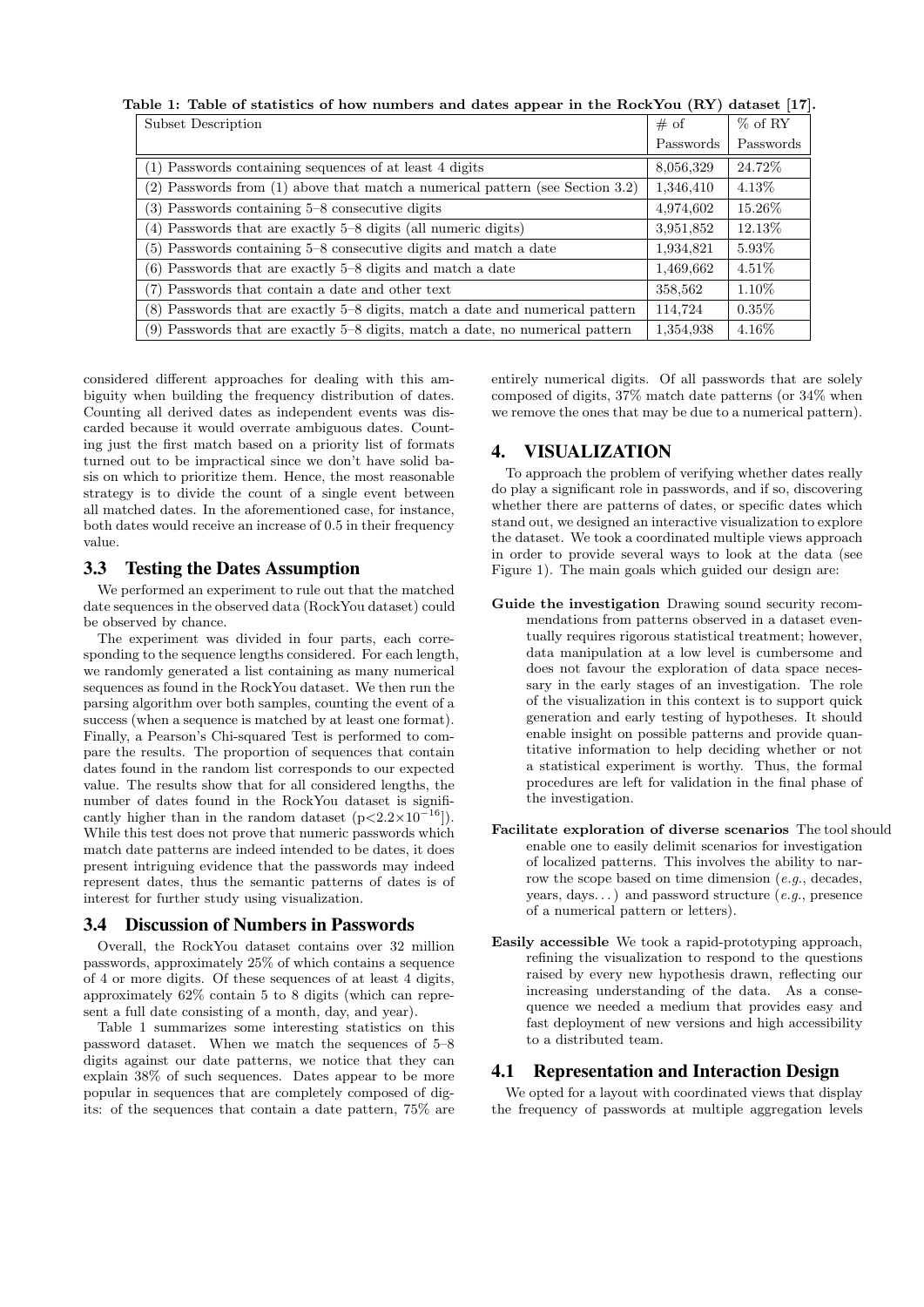Table 1: Table of statistics of how numbers and dates appear in the RockYou (RY) dataset [17].

| Subset Description | # of Passwords | % of RY Passwords |
|---|---|---|
| (1) Passwords containing sequences of at least 4 digits | 8,056,329 | 24.72% |
| (2) Passwords from (1) above that match a numerical pattern (see Section 3.2) | 1,346,410 | 4.13% |
| (3) Passwords containing 5–8 consecutive digits | 4,974,602 | 15.26% |
| (4) Passwords that are exactly 5–8 digits (all numeric digits) | 3,951,852 | 12.13% |
| (5) Passwords containing 5–8 consecutive digits and match a date | 1,934,821 | 5.93% |
| (6) Passwords that are exactly 5–8 digits and match a date | 1,469,662 | 4.51% |
| (7) Passwords that contain a date and other text | 358,562 | 1.10% |
| (8) Passwords that are exactly 5–8 digits, match a date and numerical pattern | 114,724 | 0.35% |
| (9) Passwords that are exactly 5–8 digits, match a date, no numerical pattern | 1,354,938 | 4.16% |

considered different approaches for dealing with this ambiguity when building the frequency distribution of dates. Counting all derived dates as independent events was discarded because it would overrate ambiguous dates. Counting just the first match based on a priority list of formats turned out to be impractical since we don't have solid basis on which to prioritize them. Hence, the most reasonable strategy is to divide the count of a single event between all matched dates. In the aforementioned case, for instance, both dates would receive an increase of 0.5 in their frequency value.

### 3.3 Testing the Dates Assumption

We performed an experiment to rule out that the matched date sequences in the observed data (RockYou dataset) could be observed by chance.

The experiment was divided in four parts, each corresponding to the sequence lengths considered. For each length, we randomly generated a list containing as many numerical sequences as found in the RockYou dataset. We then run the parsing algorithm over both samples, counting the event of a success (when a sequence is matched by at least one format). Finally, a Pearson's Chi-squared Test is performed to compare the results. The proportion of sequences that contain dates found in the random list corresponds to our expected value. The results show that for all considered lengths, the number of dates found in the RockYou dataset is significantly higher than in the random dataset ($p<2.2\times10^{-16}$]). While this test does not prove that numeric passwords which match date patterns are indeed intended to be dates, it does present intriguing evidence that the passwords may indeed represent dates, thus the semantic patterns of dates is of interest for further study using visualization.

### 3.4 Discussion of Numbers in Passwords

Overall, the RockYou dataset contains over 32 million passwords, approximately 25% of which contains a sequence of 4 or more digits. Of these sequences of at least 4 digits, approximately 62% contain 5 to 8 digits (which can represent a full date consisting of a month, day, and year).

Table 1 summarizes some interesting statistics on this password dataset. When we match the sequences of 5–8 digits against our date patterns, we notice that they can explain 38% of such sequences. Dates appear to be more popular in sequences that are completely composed of digits: of the sequences that contain a date pattern, 75% are entirely numerical digits. Of all passwords that are solely composed of digits, 37% match date patterns (or 34% when we remove the ones that may be due to a numerical pattern).

## 4. VISUALIZATION

To approach the problem of verifying whether dates really do play a significant role in passwords, and if so, discovering whether there are patterns of dates, or specific dates which stand out, we designed an interactive visualization to explore the dataset. We took a coordinated multiple views approach in order to provide several ways to look at the data (see Figure 1). The main goals which guided our design are:

**Guide the investigation** Drawing sound security recommendations from patterns observed in a dataset eventually requires rigorous statistical treatment; however, data manipulation at a low level is cumbersome and does not favour the exploration of data space necessary in the early stages of an investigation. The role of the visualization in this context is to support quick generation and early testing of hypotheses. It should enable insight on possible patterns and provide quantitative information to help deciding whether or not a statistical experiment is worthy. Thus, the formal procedures are left for validation in the final phase of the investigation.

**Facilitate exploration of diverse scenarios** The tool should enable one to easily delimit scenarios for investigation of localized patterns. This involves the ability to narrow the scope based on time dimension (*e.g.*, decades, years, days...) and password structure (*e.g.*, presence of a numerical pattern or letters).

**Easily accessible** We took a rapid-prototyping approach, refining the visualization to respond to the questions raised by every new hypothesis drawn, reflecting our increasing understanding of the data. As a consequence we needed a medium that provides easy and fast deployment of new versions and high accessibility to a distributed team.

### 4.1 Representation and Interaction Design

We opted for a layout with coordinated views that display the frequency of passwords at multiple aggregation levels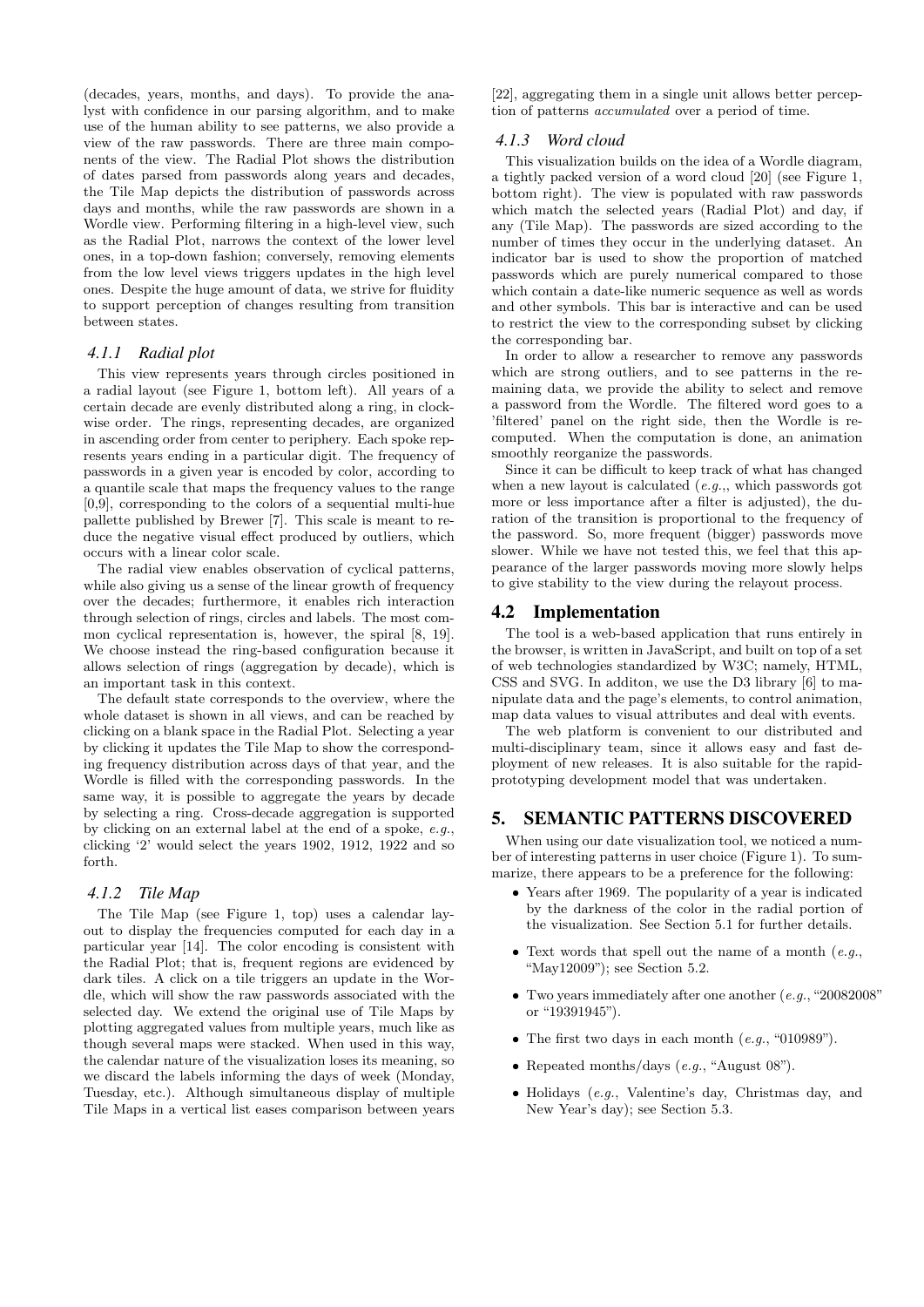(decades, years, months, and days). To provide the analyst with confidence in our parsing algorithm, and to make use of the human ability to see patterns, we also provide a view of the raw passwords. There are three main components of the view. The Radial Plot shows the distribution of dates parsed from passwords along years and decades, the Tile Map depicts the distribution of passwords across days and months, while the raw passwords are shown in a Wordle view. Performing filtering in a high-level view, such as the Radial Plot, narrows the context of the lower level ones, in a top-down fashion; conversely, removing elements from the low level views triggers updates in the high level ones. Despite the huge amount of data, we strive for fluidity to support perception of changes resulting from transition between states.

### *4.1.1 Radial plot*

This view represents years through circles positioned in a radial layout (see Figure 1, bottom left). All years of a certain decade are evenly distributed along a ring, in clockwise order. The rings, representing decades, are organized in ascending order from center to periphery. Each spoke represents years ending in a particular digit. The frequency of passwords in a given year is encoded by color, according to a quantile scale that maps the frequency values to the range [0,9], corresponding to the colors of a sequential multi-hue pallette published by Brewer [7]. This scale is meant to reduce the negative visual effect produced by outliers, which occurs with a linear color scale.

The radial view enables observation of cyclical patterns, while also giving us a sense of the linear growth of frequency over the decades; furthermore, it enables rich interaction through selection of rings, circles and labels. The most common cyclical representation is, however, the spiral [8, 19]. We choose instead the ring-based configuration because it allows selection of rings (aggregation by decade), which is an important task in this context.

The default state corresponds to the overview, where the whole dataset is shown in all views, and can be reached by clicking on a blank space in the Radial Plot. Selecting a year by clicking it updates the Tile Map to show the corresponding frequency distribution across days of that year, and the Wordle is filled with the corresponding passwords. In the same way, it is possible to aggregate the years by decade by selecting a ring. Cross-decade aggregation is supported by clicking on an external label at the end of a spoke, *e.g.*, clicking '2' would select the years 1902, 1912, 1922 and so forth.

### *4.1.2 Tile Map*

The Tile Map (see Figure 1, top) uses a calendar layout to display the frequencies computed for each day in a particular year [14]. The color encoding is consistent with the Radial Plot; that is, frequent regions are evidenced by dark tiles. A click on a tile triggers an update in the Wordle, which will show the raw passwords associated with the selected day. We extend the original use of Tile Maps by plotting aggregated values from multiple years, much like as though several maps were stacked. When used in this way, the calendar nature of the visualization loses its meaning, so we discard the labels informing the days of week (Monday, Tuesday, etc.). Although simultaneous display of multiple Tile Maps in a vertical list eases comparison between years [22], aggregating them in a single unit allows better perception of patterns *accumulated* over a period of time.

### *4.1.3 Word cloud*

This visualization builds on the idea of a Wordle diagram, a tightly packed version of a word cloud [20] (see Figure 1, bottom right). The view is populated with raw passwords which match the selected years (Radial Plot) and day, if any (Tile Map). The passwords are sized according to the number of times they occur in the underlying dataset. An indicator bar is used to show the proportion of matched passwords which are purely numerical compared to those which contain a date-like numeric sequence as well as words and other symbols. This bar is interactive and can be used to restrict the view to the corresponding subset by clicking the corresponding bar.

In order to allow a researcher to remove any passwords which are strong outliers, and to see patterns in the remaining data, we provide the ability to select and remove a password from the Wordle. The filtered word goes to a 'filtered' panel on the right side, then the Wordle is recomputed. When the computation is done, an animation smoothly reorganize the passwords.

Since it can be difficult to keep track of what has changed when a new layout is calculated (*e.g.*,, which passwords got more or less importance after a filter is adjusted), the duration of the transition is proportional to the frequency of the password. So, more frequent (bigger) passwords move slower. While we have not tested this, we feel that this appearance of the larger passwords moving more slowly helps to give stability to the view during the relayout process.

## 4.2 Implementation

The tool is a web-based application that runs entirely in the browser, is written in JavaScript, and built on top of a set of web technologies standardized by W3C; namely, HTML, CSS and SVG. In additon, we use the D3 library [6] to manipulate data and the page's elements, to control animation, map data values to visual attributes and deal with events.

The web platform is convenient to our distributed and multi-disciplinary team, since it allows easy and fast deployment of new releases. It is also suitable for the rapid-prototyping development model that was undertaken.

# 5. SEMANTIC PATTERNS DISCOVERED

When using our date visualization tool, we noticed a number of interesting patterns in user choice (Figure 1). To summarize, there appears to be a preference for the following:

- Years after 1969. The popularity of a year is indicated by the darkness of the color in the radial portion of the visualization. See Section 5.1 for further details.
- Text words that spell out the name of a month (*e.g.*, "May12009"); see Section 5.2.
- Two years immediately after one another (*e.g.*, "20082008" or "19391945").
- The first two days in each month (*e.g.*, "010989").
- Repeated months/days (*e.g.*, "August 08").
- Holidays (*e.g.*, Valentine's day, Christmas day, and New Year's day); see Section 5.3.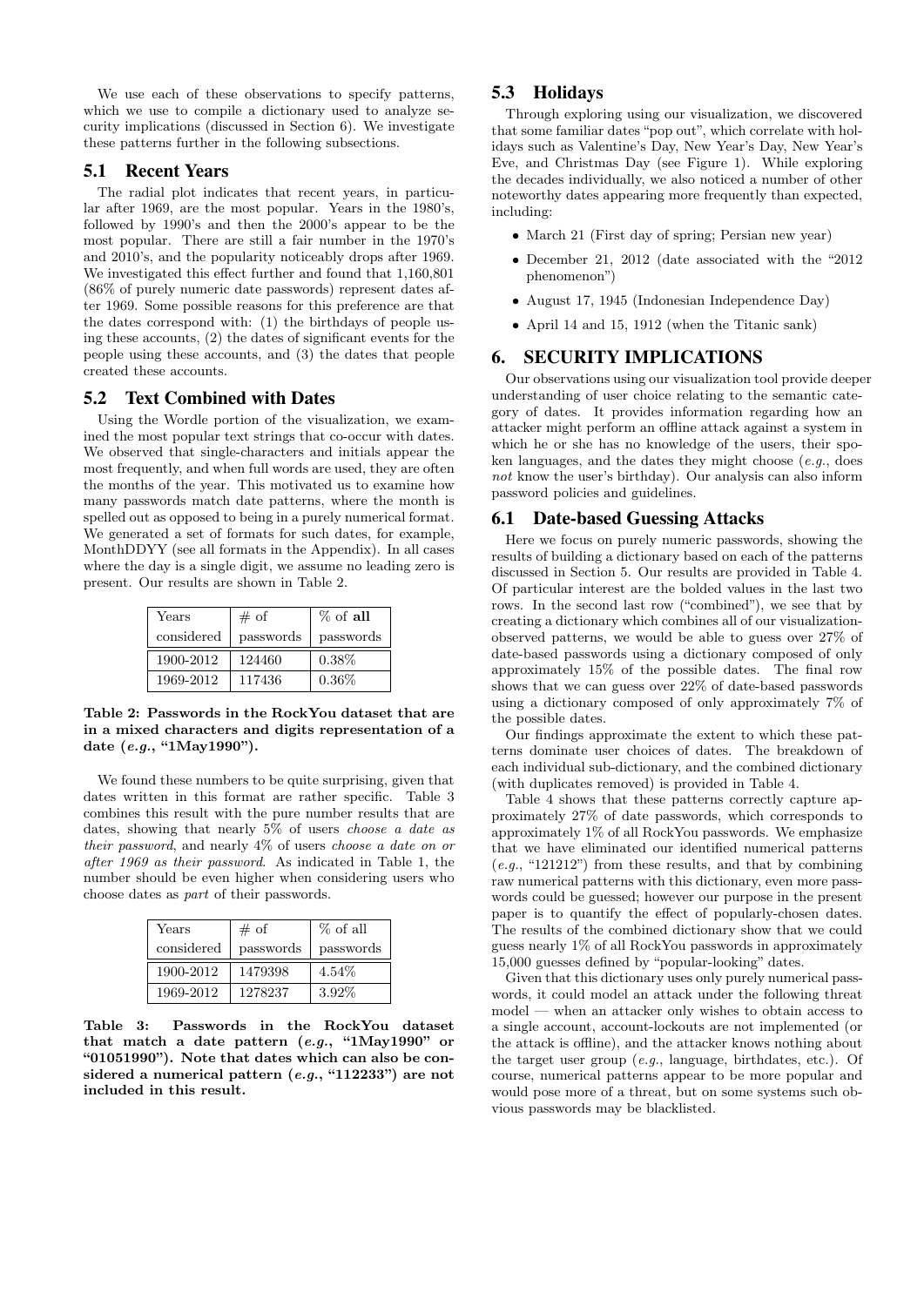We use each of these observations to specify patterns, which we use to compile a dictionary used to analyze security implications (discussed in Section 6). We investigate these patterns further in the following subsections.

## 5.1 Recent Years

The radial plot indicates that recent years, in particular after 1969, are the most popular. Years in the 1980's, followed by 1990's and then the 2000's appear to be the most popular. There are still a fair number in the 1970's and 2010's, and the popularity noticeably drops after 1969. We investigated this effect further and found that 1,160,801 (86% of purely numeric date passwords) represent dates after 1969. Some possible reasons for this preference are that the dates correspond with: (1) the birthdays of people using these accounts, (2) the dates of significant events for the people using these accounts, and (3) the dates that people created these accounts.

## 5.2 Text Combined with Dates

Using the Wordle portion of the visualization, we examined the most popular text strings that co-occur with dates. We observed that single-characters and initials appear the most frequently, and when full words are used, they are often the months of the year. This motivated us to examine how many passwords match date patterns, where the month is spelled out as opposed to being in a purely numerical format. We generated a set of formats for such dates, for example, MonthDDYY (see all formats in the Appendix). In all cases where the day is a single digit, we assume no leading zero is present. Our results are shown in Table 2.

| Years considered | # of passwords | % of **all** passwords |
|---|---|---|
| 1900-2012 | 124460 | 0.38% |
| 1969-2012 | 117436 | 0.36% |

**Table 2: Passwords in the RockYou dataset that are in a mixed characters and digits representation of a date (*e.g.*, "1May1990").**

We found these numbers to be quite surprising, given that dates written in this format are rather specific. Table 3 combines this result with the pure number results that are dates, showing that nearly 5% of users *choose a date as their password*, and nearly 4% of users *choose a date on or after 1969 as their password*. As indicated in Table 1, the number should be even higher when considering users who choose dates as *part* of their passwords.

| Years considered | # of passwords | % of all passwords |
|---|---|---|
| 1900-2012 | 1479398 | 4.54% |
| 1969-2012 | 1278237 | 3.92% |

**Table 3: Passwords in the RockYou dataset that match a date pattern (*e.g.*, "1May1990" or "01051990"). Note that dates which can also be considered a numerical pattern (*e.g.*, "112233") are not included in this result.**

## 5.3 Holidays

Through exploring using our visualization, we discovered that some familiar dates "pop out", which correlate with holidays such as Valentine's Day, New Year's Day, New Year's Eve, and Christmas Day (see Figure 1). While exploring the decades individually, we also noticed a number of other noteworthy dates appearing more frequently than expected, including:

- March 21 (First day of spring; Persian new year)
- December 21, 2012 (date associated with the "2012 phenomenon")
- August 17, 1945 (Indonesian Independence Day)
- April 14 and 15, 1912 (when the Titanic sank)

# 6. SECURITY IMPLICATIONS

Our observations using our visualization tool provide deeper understanding of user choice relating to the semantic category of dates. It provides information regarding how an attacker might perform an offline attack against a system in which he or she has no knowledge of the users, their spoken languages, and the dates they might choose (*e.g.*, does *not* know the user's birthday). Our analysis can also inform password policies and guidelines.

## 6.1 Date-based Guessing Attacks

Here we focus on purely numeric passwords, showing the results of building a dictionary based on each of the patterns discussed in Section 5. Our results are provided in Table 4. Of particular interest are the bolded values in the last two rows. In the second last row ("combined"), we see that by creating a dictionary which combines all of our visualization-observed patterns, we would be able to guess over 27% of date-based passwords using a dictionary composed of only approximately 15% of the possible dates. The final row shows that we can guess over 22% of date-based passwords using a dictionary composed of only approximately 7% of the possible dates.

Our findings approximate the extent to which these patterns dominate user choices of dates. The breakdown of each individual sub-dictionary, and the combined dictionary (with duplicates removed) is provided in Table 4.

Table 4 shows that these patterns correctly capture approximately 27% of date passwords, which corresponds to approximately 1% of all RockYou passwords. We emphasize that we have eliminated our identified numerical patterns (*e.g.*, "121212") from these results, and that by combining raw numerical patterns with this dictionary, even more passwords could be guessed; however our purpose in the present paper is to quantify the effect of popularly-chosen dates. The results of the combined dictionary show that we could guess nearly 1% of all RockYou passwords in approximately 15,000 guesses defined by "popular-looking" dates.

Given that this dictionary uses only purely numerical passwords, it could model an attack under the following threat model — when an attacker only wishes to obtain access to a single account, account-lockouts are not implemented (or the attack is offline), and the attacker knows nothing about the target user group (*e.g.*, language, birthdates, etc.). Of course, numerical patterns appear to be more popular and would pose more of a threat, but on some systems such obvious passwords may be blacklisted.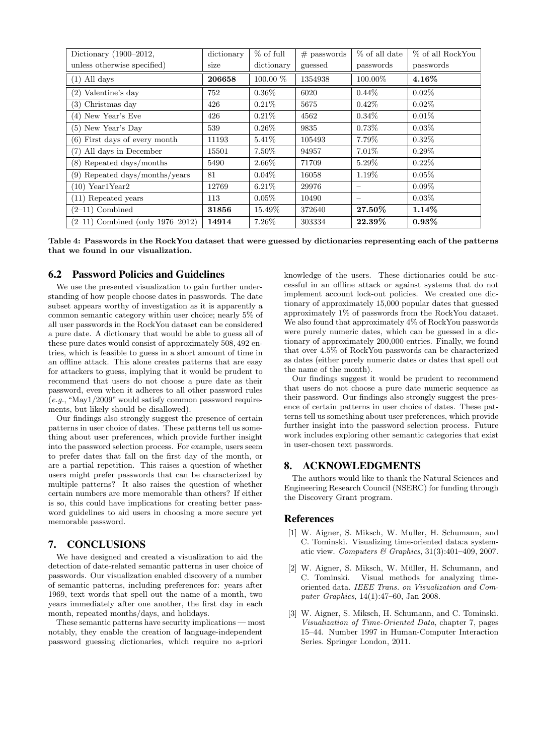| Dictionary (1900–2012, unless otherwise specified) | dictionary size | % of full dictionary | # passwords guessed | % of all date passwords | % of all RockYou passwords |
|---|---|---|---|---|---|
| (1) All days | **206658** | 100.00 % | 1354938 | 100.00% | **4.16%** |
| (2) Valentine's day | 752 | 0.36% | 6020 | 0.44% | 0.02% |
| (3) Christmas day | 426 | 0.21% | 5675 | 0.42% | 0.02% |
| (4) New Year's Eve | 426 | 0.21% | 4562 | 0.34% | 0.01% |
| (5) New Year's Day | 539 | 0.26% | 9835 | 0.73% | 0.03% |
| (6) First days of every month | 11193 | 5.41% | 105493 | 7.79% | 0.32% |
| (7) All days in December | 15501 | 7.50% | 94957 | 7.01% | 0.29% |
| (8) Repeated days/months | 5490 | 2.66% | 71709 | 5.29% | 0.22% |
| (9) Repeated days/months/years | 81 | 0.04% | 16058 | 1.19% | 0.05% |
| (10) Year1Year2 | 12769 | 6.21% | 29976 | – | 0.09% |
| (11) Repeated years | 113 | 0.05% | 10490 | – | 0.03% |
| (2–11) Combined | **31856** | 15.49% | 372640 | **27.50%** | **1.14%** |
| (2–11) Combined (only 1976–2012) | **14914** | 7.26% | 303334 | **22.39%** | **0.93%** |

**Table 4: Passwords in the RockYou dataset that were guessed by dictionaries representing each of the patterns that we found in our visualization.**

## 6.2 Password Policies and Guidelines

We use the presented visualization to gain further understanding of how people choose dates in passwords. The date subset appears worthy of investigation as it is apparently a common semantic category within user choice; nearly 5% of all user passwords in the RockYou dataset can be considered a pure date. A dictionary that would be able to guess all of these pure dates would consist of approximately 508,492 entries, which is feasible to guess in a short amount of time in an offline attack. This alone creates patterns that are easy for attackers to guess, implying that it would be prudent to recommend that users do not choose a pure date as their password, even when it adheres to all other password rules (*e.g.*, "May1/2009" would satisfy common password requirements, but likely should be disallowed).

Our findings also strongly suggest the presence of certain patterns in user choice of dates. These patterns tell us something about user preferences, which provide further insight into the password selection process. For example, users seem to prefer dates that fall on the first day of the month, or are a partial repetition. This raises a question of whether users might prefer passwords that can be characterized by multiple patterns? It also raises the question of whether certain numbers are more memorable than others? If either is so, this could have implications for creating better password guidelines to aid users in choosing a more secure yet memorable password.

# 7. CONCLUSIONS

We have designed and created a visualization to aid the detection of date-related semantic patterns in user choice of passwords. Our visualization enabled discovery of a number of semantic patterns, including preferences for: years after 1969, text words that spell out the name of a month, two years immediately after one another, the first day in each month, repeated months/days, and holidays.

These semantic patterns have security implications — most notably, they enable the creation of language-independent password guessing dictionaries, which require no a-priori knowledge of the users. These dictionaries could be successful in an offline attack or against systems that do not implement account lock-out policies. We created one dictionary of approximately 15,000 popular dates that guessed approximately 1% of passwords from the RockYou dataset. We also found that approximately 4% of RockYou passwords were purely numeric dates, which can be guessed in a dictionary of approximately 200,000 entries. Finally, we found that over 4.5% of RockYou passwords can be characterized as dates (either purely numeric dates or dates that spell out the name of the month).

Our findings suggest it would be prudent to recommend that users do not choose a pure date numeric sequence as their password. Our findings also strongly suggest the presence of certain patterns in user choice of dates. These patterns tell us something about user preferences, which provide further insight into the password selection process. Future work includes exploring other semantic categories that exist in user-chosen text passwords.

# 8. ACKNOWLEDGMENTS

The authors would like to thank the Natural Sciences and Engineering Research Council (NSERC) for funding through the Discovery Grant program.

## References

[1] W. Aigner, S. Miksch, W. Muller, H. Schumann, and C. Tominski. Visualizing time-oriented data:a systematic view. *Computers & Graphics*, 31(3):401–409, 2007.

[2] W. Aigner, S. Miksch, W. Müller, H. Schumann, and C. Tominski. Visual methods for analyzing time-oriented data. *IEEE Trans. on Visualization and Computer Graphics*, 14(1):47–60, Jan 2008.

[3] W. Aigner, S. Miksch, H. Schumann, and C. Tominski. *Visualization of Time-Oriented Data*, chapter 7, pages 15–44. Number 1997 in Human-Computer Interaction Series. Springer London, 2011.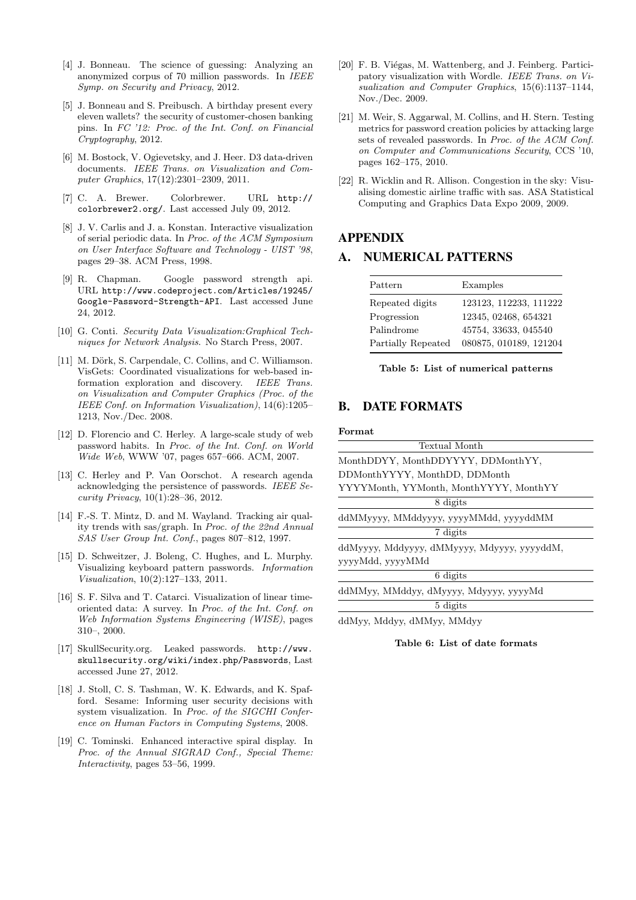[4] J. Bonneau. The science of guessing: Analyzing an anonymized corpus of 70 million passwords. In *IEEE Symp. on Security and Privacy*, 2012.

[5] J. Bonneau and S. Preibusch. A birthday present every eleven wallets? the security of customer-chosen banking pins. In *FC '12: Proc. of the Int. Conf. on Financial Cryptography*, 2012.

[6] M. Bostock, V. Ogievetsky, and J. Heer. D3 data-driven documents. *IEEE Trans. on Visualization and Computer Graphics*, 17(12):2301–2309, 2011.

[7] C. A. Brewer. Colorbrewer. URL http://colorbrewer2.org/. Last accessed July 09, 2012.

[8] J. V. Carlis and J. a. Konstan. Interactive visualization of serial periodic data. In *Proc. of the ACM Symposium on User Interface Software and Technology - UIST '98*, pages 29–38. ACM Press, 1998.

[9] R. Chapman. Google password strength api. URL http://www.codeproject.com/Articles/19245/Google-Password-Strength-API. Last accessed June 24, 2012.

[10] G. Conti. *Security Data Visualization:Graphical Techniques for Network Analysis*. No Starch Press, 2007.

[11] M. Dörk, S. Carpendale, C. Collins, and C. Williamson. VisGets: Coordinated visualizations for web-based information exploration and discovery. *IEEE Trans. on Visualization and Computer Graphics (Proc. of the IEEE Conf. on Information Visualization)*, 14(6):1205–1213, Nov./Dec. 2008.

[12] D. Florencio and C. Herley. A large-scale study of web password habits. In *Proc. of the Int. Conf. on World Wide Web*, WWW '07, pages 657–666. ACM, 2007.

[13] C. Herley and P. Van Oorschot. A research agenda acknowledging the persistence of passwords. *IEEE Security Privacy*, 10(1):28–36, 2012.

[14] F.-S. T. Mintz, D. and M. Wayland. Tracking air quality trends with sas/graph. In *Proc. of the 22nd Annual SAS User Group Int. Conf.*, pages 807–812, 1997.

[15] D. Schweitzer, J. Boleng, C. Hughes, and L. Murphy. Visualizing keyboard pattern passwords. *Information Visualization*, 10(2):127–133, 2011.

[16] S. F. Silva and T. Catarci. Visualization of linear time-oriented data: A survey. In *Proc. of the Int. Conf. on Web Information Systems Engineering (WISE)*, pages 310–, 2000.

[17] SkullSecurity.org. Leaked passwords. http://www.skullsecurity.org/wiki/index.php/Passwords, Last accessed June 27, 2012.

[18] J. Stoll, C. S. Tashman, W. K. Edwards, and K. Spafford. Sesame: Informing user security decisions with system visualization. In *Proc. of the SIGCHI Conference on Human Factors in Computing Systems*, 2008.

[19] C. Tominski. Enhanced interactive spiral display. In *Proc. of the Annual SIGRAD Conf., Special Theme: Interactivity*, pages 53–56, 1999.

[20] F. B. Viégas, M. Wattenberg, and J. Feinberg. Participatory visualization with Wordle. *IEEE Trans. on Visualization and Computer Graphics*, 15(6):1137–1144, Nov./Dec. 2009.

[21] M. Weir, S. Aggarwal, M. Collins, and H. Stern. Testing metrics for password creation policies by attacking large sets of revealed passwords. In *Proc. of the ACM Conf. on Computer and Communications Security*, CCS '10, pages 162–175, 2010.

[22] R. Wicklin and R. Allison. Congestion in the sky: Visualising domestic airline traffic with sas. ASA Statistical Computing and Graphics Data Expo 2009, 2009.

# APPENDIX

## A. NUMERICAL PATTERNS

| Pattern | Examples |
|---|---|
| Repeated digits | 123123, 112233, 111222 |
| Progression | 12345, 02468, 654321 |
| Palindrome | 45754, 33633, 045540 |
| Partially Repeated | 080875, 010189, 121204 |

**Table 5: List of numerical patterns**

## B. DATE FORMATS

| Format |
|---|
| Textual Month |
| MonthDDYY, MonthDDYYYY, DDMonthYY, DDMonthYYYY, MonthDD, DDMonth YYYYMonth, YYMonth, MonthYYYY, MonthYY |
| 8 digits |
| ddMMyyyy, MMddyyyy, yyyyMMdd, yyyyddMM |
| 7 digits |
| ddMyyyy, Mddyyyy, dMMyyyy, Mdyyyy, yyyyddM, yyyyMdd, yyyyMMd |
| 6 digits |
| ddMMyy, MMddyy, dMyyyy, Mdyyyy, yyyyMd |
| 5 digits |
| ddMyy, Mddyy, dMMyy, MMdyy |

**Table 6: List of date formats**